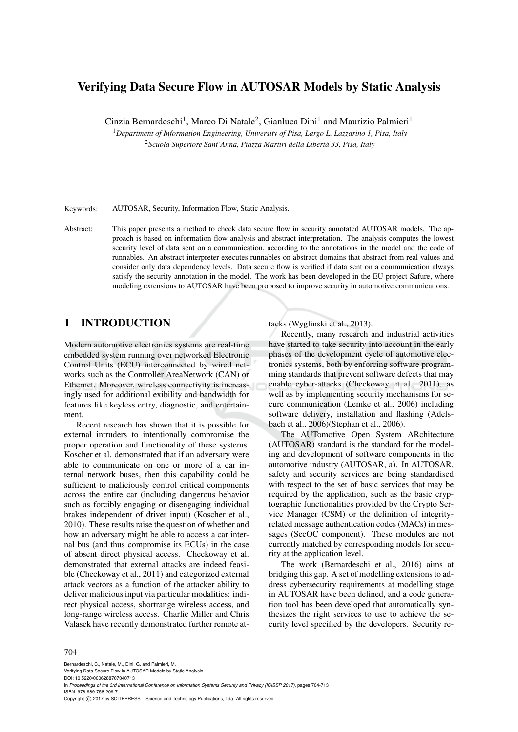# Verifying Data Secure Flow in AUTOSAR Models by Static Analysis

Cinzia Bernardeschi[1], Marco Di Natale[2], Gianluca Dini[1] and Maurizio Palmieri[1]

[1]*Department of Information Engineering, University of Pisa, Largo L. Lazzarino 1, Pisa, Italy*

[2]*Scuola Superiore Sant'Anna, Piazza Martiri della Libertà 33, Pisa, Italy*

Keywords: AUTOSAR, Security, Information Flow, Static Analysis.

Abstract: This paper presents a method to check data secure flow in security annotated AUTOSAR models. The approach is based on information flow analysis and abstract interpretation. The analysis computes the lowest security level of data sent on a communication, according to the annotations in the model and the code of runnables. An abstract interpreter executes runnables on abstract domains that abstract from real values and consider only data dependency levels. Data secure flow is verified if data sent on a communication always satisfy the security annotation in the model. The work has been developed in the EU project Safure, where modeling extensions to AUTOSAR have been proposed to improve security in automotive communications.

## 1 INTRODUCTION

Modern automotive electronics systems are real-time embedded system running over networked Electronic Control Units (ECU) interconnected by wired networks such as the Controller AreaNetwork (CAN) or Ethernet. Moreover, wireless connectivity is increasingly used for additional exibility and bandwidth for features like keyless entry, diagnostic, and entertainment.

Recent research has shown that it is possible for external intruders to intentionally compromise the proper operation and functionality of these systems. Koscher et al. demonstrated that if an adversary were able to communicate on one or more of a car internal network buses, then this capability could be sufficient to maliciously control critical components across the entire car (including dangerous behavior such as forcibly engaging or disengaging individual brakes independent of driver input) (Koscher et al., 2010). These results raise the question of whether and how an adversary might be able to access a car internal bus (and thus compromise its ECUs) in the case of absent direct physical access. Checkoway et al. demonstrated that external attacks are indeed feasible (Checkoway et al., 2011) and categorized external attack vectors as a function of the attacker ability to deliver malicious input via particular modalities: indirect physical access, shortrange wireless access, and long-range wireless access. Charlie Miller and Chris Valasek have recently demonstrated further remote attacks (Wyglinski et al., 2013).

Recently, many research and industrial activities have started to take security into account in the early phases of the development cycle of automotive electronics systems, both by enforcing software programming standards that prevent software defects that may enable cyber-attacks (Checkoway et al., 2011), as well as by implementing security mechanisms for secure communication (Lemke et al., 2006) including software delivery, installation and flashing (Adelsbach et al., 2006)(Stephan et al., 2006).

The AUTomotive Open System ARchitecture (AUTOSAR) standard is the standard for the modeling and development of software components in the automotive industry (AUTOSAR, a). In AUTOSAR, safety and security services are being standardised with respect to the set of basic services that may be required by the application, such as the basic cryptographic functionalities provided by the Crypto Service Manager (CSM) or the definition of integrity-related message authentication codes (MACs) in messages (SecOC component). These modules are not currently matched by corresponding models for security at the application level.

The work (Bernardeschi et al., 2016) aims at bridging this gap. A set of modelling extensions to address cybersecurity requirements at modelling stage in AUTOSAR have been defined, and a code generation tool has been developed that automatically synthesizes the right services to use to achieve the security level specified by the developers. Security re-

Bernardeschi, C., Natale, M., Dini, G. and Palmieri, M.
Verifying Data Secure Flow in AUTOSAR Models by Static Analysis.
DOI: 10.5220/0006288707040713
In *Proceedings of the 3rd International Conference on Information Systems Security and Privacy (ICISSP 2017)*, pages 704-713
ISBN: 978-989-758-209-7
Copyright © 2017 by SCITEPRESS – Science and Technology Publications, Lda. All rights reserved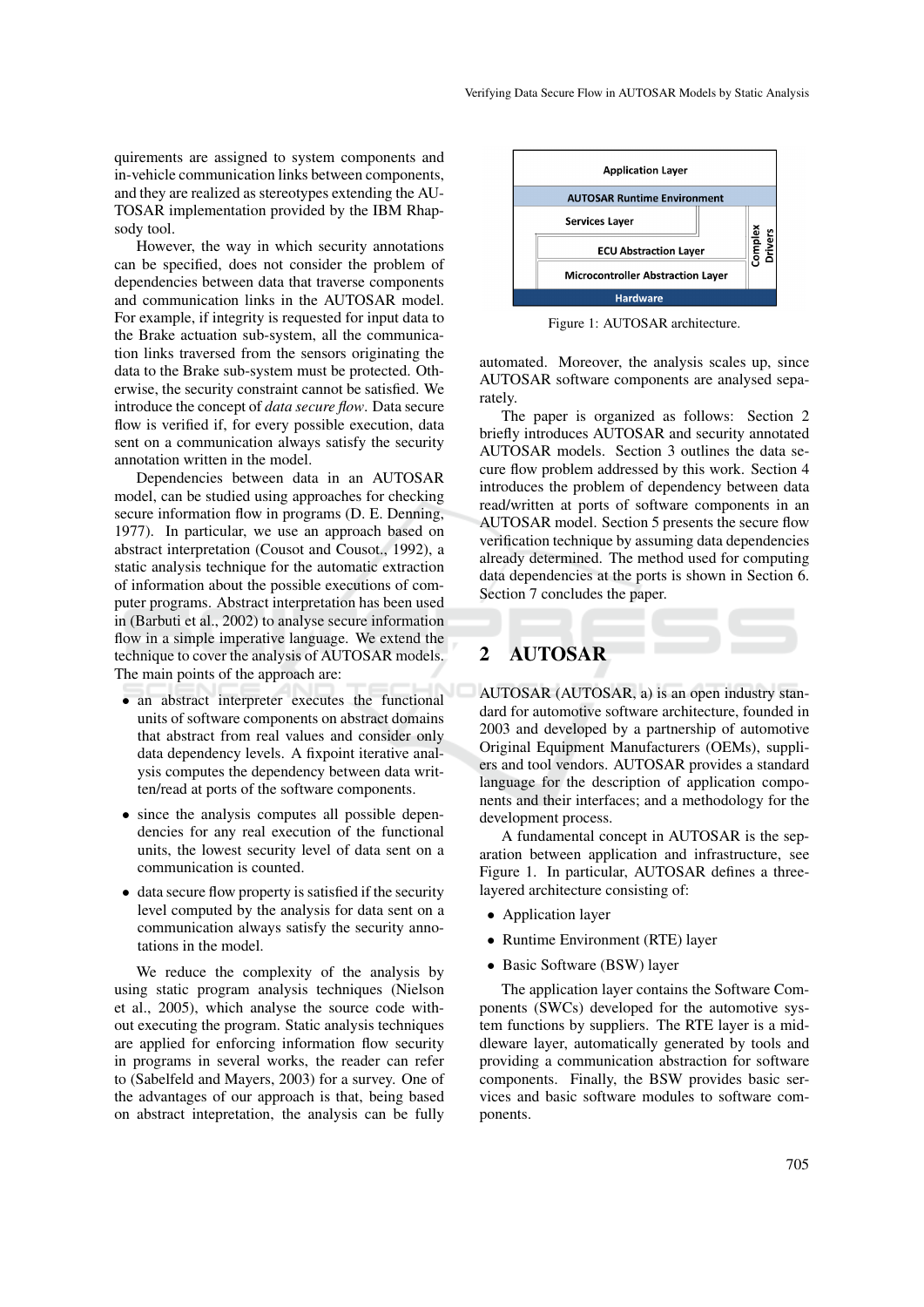quirements are assigned to system components and in-vehicle communication links between components, and they are realized as stereotypes extending the AUTOSAR implementation provided by the IBM Rhapsody tool.

However, the way in which security annotations can be specified, does not consider the problem of dependencies between data that traverse components and communication links in the AUTOSAR model. For example, if integrity is requested for input data to the Brake actuation sub-system, all the communication links traversed from the sensors originating the data to the Brake sub-system must be protected. Otherwise, the security constraint cannot be satisfied. We introduce the concept of *data secure flow*. Data secure flow is verified if, for every possible execution, data sent on a communication always satisfy the security annotation written in the model.

Dependencies between data in an AUTOSAR model, can be studied using approaches for checking secure information flow in programs (D. E. Denning, 1977). In particular, we use an approach based on abstract interpretation (Cousot and Cousot., 1992), a static analysis technique for the automatic extraction of information about the possible executions of computer programs. Abstract interpretation has been used in (Barbuti et al., 2002) to analyse secure information flow in a simple imperative language. We extend the technique to cover the analysis of AUTOSAR models. The main points of the approach are:

- an abstract interpreter executes the functional units of software components on abstract domains that abstract from real values and consider only data dependency levels. A fixpoint iterative analysis computes the dependency between data written/read at ports of the software components.
- since the analysis computes all possible dependencies for any real execution of the functional units, the lowest security level of data sent on a communication is counted.
- data secure flow property is satisfied if the security level computed by the analysis for data sent on a communication always satisfy the security annotations in the model.

We reduce the complexity of the analysis by using static program analysis techniques (Nielson et al., 2005), which analyse the source code without executing the program. Static analysis techniques are applied for enforcing information flow security in programs in several works, the reader can refer to (Sabelfeld and Mayers, 2003) for a survey. One of the advantages of our approach is that, being based on abstract intepretation, the analysis can be fully automated. Moreover, the analysis scales up, since AUTOSAR software components are analysed separately.

The paper is organized as follows: Section 2 briefly introduces AUTOSAR and security annotated AUTOSAR models. Section 3 outlines the data secure flow problem addressed by this work. Section 4 introduces the problem of dependency between data read/written at ports of software components in an AUTOSAR model. Section 5 presents the secure flow verification technique by assuming data dependencies already determined. The method used for computing data dependencies at the ports is shown in Section 6. Section 7 concludes the paper.

Figure 1: AUTOSAR architecture.

## 2 AUTOSAR

AUTOSAR (AUTOSAR, a) is an open industry standard for automotive software architecture, founded in 2003 and developed by a partnership of automotive Original Equipment Manufacturers (OEMs), suppliers and tool vendors. AUTOSAR provides a standard language for the description of application components and their interfaces; and a methodology for the development process.

A fundamental concept in AUTOSAR is the separation between application and infrastructure, see Figure 1. In particular, AUTOSAR defines a three-layered architecture consisting of:

- Application layer
- Runtime Environment (RTE) layer
- Basic Software (BSW) layer

The application layer contains the Software Components (SWCs) developed for the automotive system functions by suppliers. The RTE layer is a middleware layer, automatically generated by tools and providing a communication abstraction for software components. Finally, the BSW provides basic services and basic software modules to software components.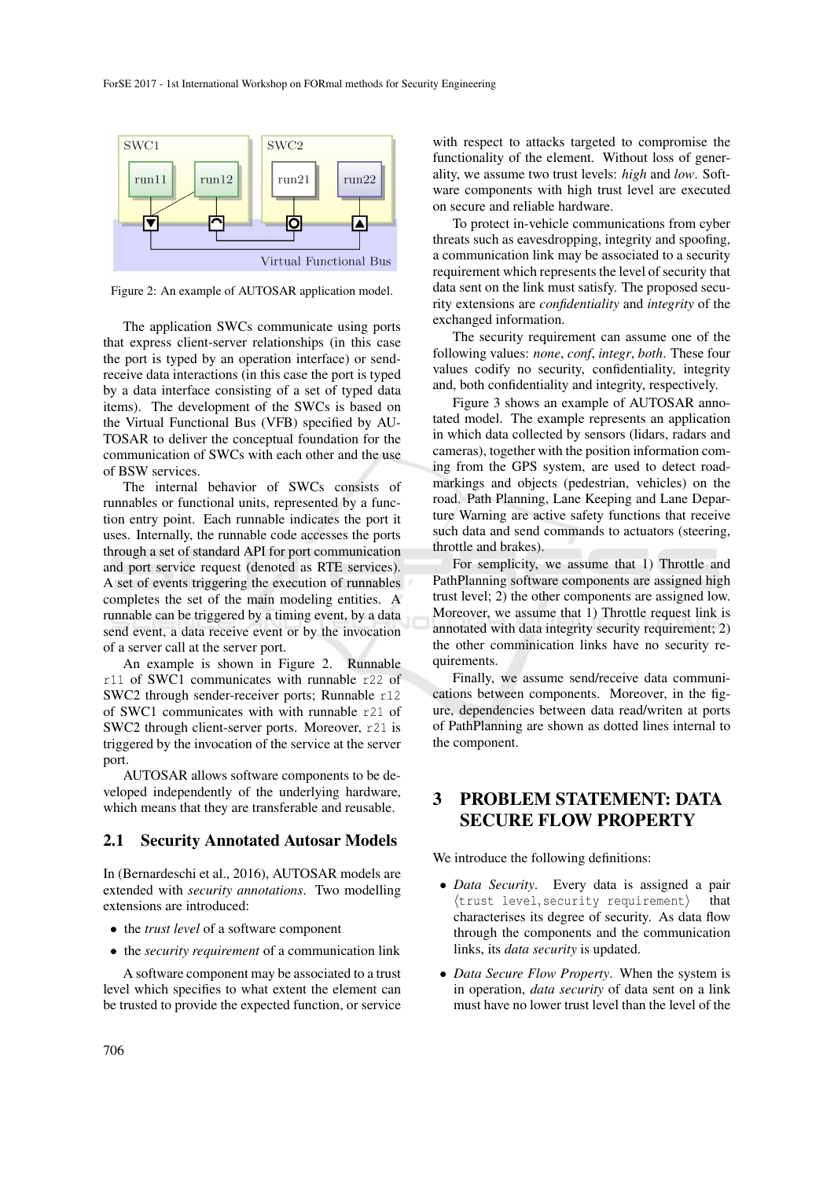Figure 2: An example of AUTOSAR application model.

The application SWCs communicate using ports that express client-server relationships (in this case the port is typed by an operation interface) or send-receive data interactions (in this case the port is typed by a data interface consisting of a set of typed data items). The development of the SWCs is based on the Virtual Functional Bus (VFB) specified by AUTOSAR to deliver the conceptual foundation for the communication of SWCs with each other and the use of BSW services.

The internal behavior of SWCs consists of runnables or functional units, represented by a function entry point. Each runnable indicates the port it uses. Internally, the runnable code accesses the ports through a set of standard API for port communication and port service request (denoted as RTE services). A set of events triggering the execution of runnables completes the set of the main modeling entities. A runnable can be triggered by a timing event, by a data send event, a data receive event or by the invocation of a server call at the server port.

An example is shown in Figure 2. Runnable `r11` of SWC1 communicates with runnable `r22` of SWC2 through sender-receiver ports; Runnable `r12` of SWC1 communicates with with runnable `r21` of SWC2 through client-server ports. Moreover, `r21` is triggered by the invocation of the service at the server port.

AUTOSAR allows software components to be developed independently of the underlying hardware, which means that they are transferable and reusable.

## 2.1 Security Annotated Autosar Models

In (Bernardeschi et al., 2016), AUTOSAR models are extended with *security annotations*. Two modelling extensions are introduced:

- the *trust level* of a software component
- the *security requirement* of a communication link

A software component may be associated to a trust level which specifies to what extent the element can be trusted to provide the expected function, or service with respect to attacks targeted to compromise the functionality of the element. Without loss of generality, we assume two trust levels: *high* and *low*. Software components with high trust level are executed on secure and reliable hardware.

To protect in-vehicle communications from cyber threats such as eavesdropping, integrity and spoofing, a communication link may be associated to a security requirement which represents the level of security that data sent on the link must satisfy. The proposed security extensions are *confidentiality* and *integrity* of the exchanged information.

The security requirement can assume one of the following values: *none*, *conf*, *integr*, *both*. These four values codify no security, confidentiality, integrity and, both confidentiality and integrity, respectively.

Figure 3 shows an example of AUTOSAR annotated model. The example represents an application in which data collected by sensors (lidars, radars and cameras), together with the position information coming from the GPS system, are used to detect road-markings and objects (pedestrian, vehicles) on the road. Path Planning, Lane Keeping and Lane Departure Warning are active safety functions that receive such data and send commands to actuators (steering, throttle and brakes).

For semplicity, we assume that 1) Throttle and PathPlanning software components are assigned high trust level; 2) the other components are assigned low. Moreover, we assume that 1) Throttle request link is annotated with data integrity security requirement; 2) the other comminication links have no security requirements.

Finally, we assume send/receive data communications between components. Moreover, in the figure, dependencies between data read/writen at ports of PathPlanning are shown as dotted lines internal to the component.

# 3 PROBLEM STATEMENT: DATA SECURE FLOW PROPERTY

We introduce the following definitions:

- *Data Security*. Every data is assigned a pair ⟨`trust level`, `security requirement`⟩ that characterises its degree of security. As data flow through the components and the communication links, its *data security* is updated.
- *Data Secure Flow Property*. When the system is in operation, *data security* of data sent on a link must have no lower trust level than the level of the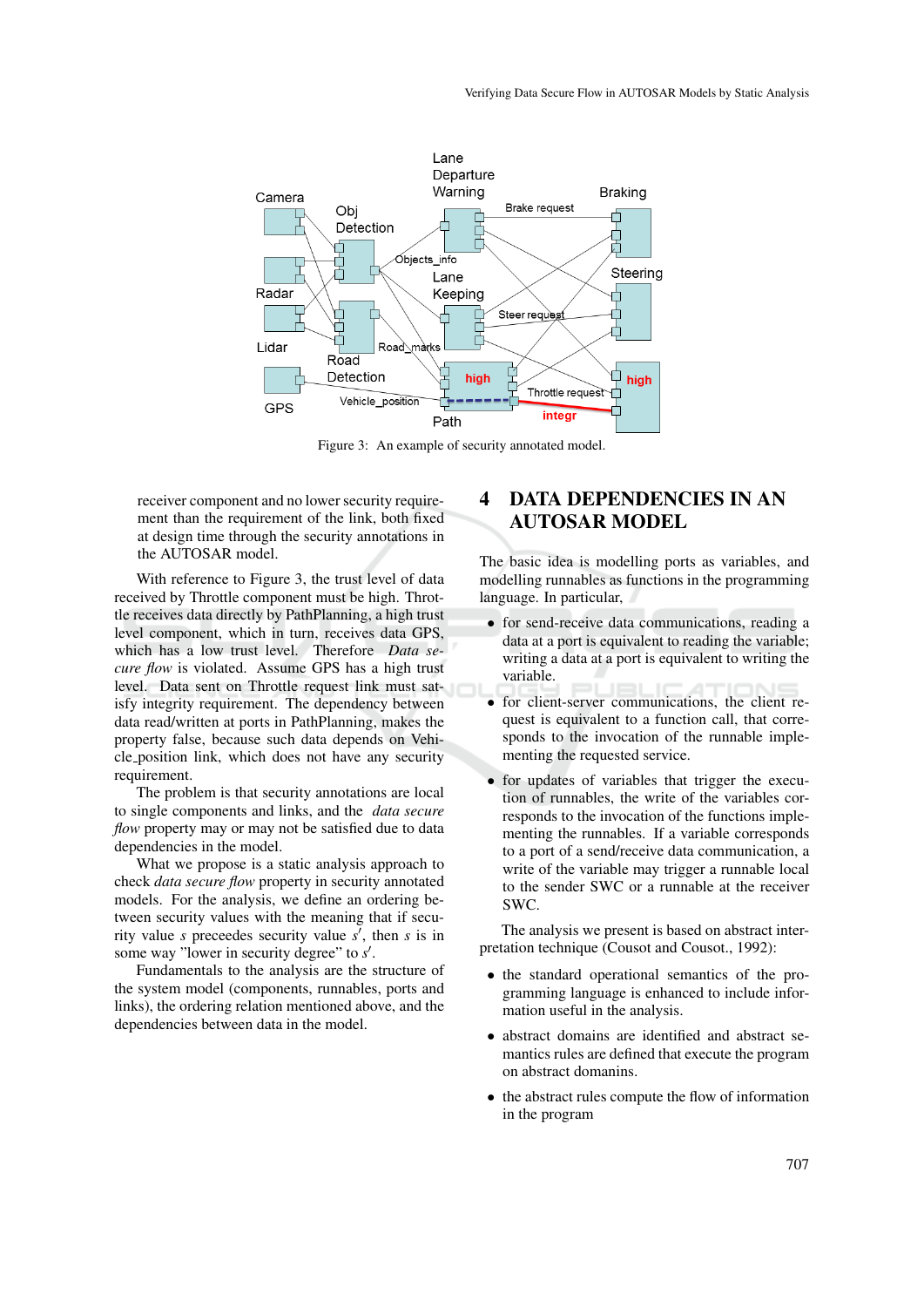Figure 3: An example of security annotated model.

receiver component and no lower security requirement than the requirement of the link, both fixed at design time through the security annotations in the AUTOSAR model.

With reference to Figure 3, the trust level of data received by Throttle component must be high. Throttle receives data directly by PathPlanning, a high trust level component, which in turn, receives data GPS, which has a low trust level. Therefore *Data secure flow* is violated. Assume GPS has a high trust level. Data sent on Throttle request link must satisfy integrity requirement. The dependency between data read/written at ports in PathPlanning, makes the property false, because such data depends on Vehicle_position link, which does not have any security requirement.

The problem is that security annotations are local to single components and links, and the *data secure flow* property may or may not be satisfied due to data dependencies in the model.

What we propose is a static analysis approach to check *data secure flow* property in security annotated models. For the analysis, we define an ordering between security values with the meaning that if security value $s$ preceedes security value $s'$, then $s$ is in some way "lower in security degree" to $s'$.

Fundamentals to the analysis are the structure of the system model (components, runnables, ports and links), the ordering relation mentioned above, and the dependencies between data in the model.

# 4 DATA DEPENDENCIES IN AN AUTOSAR MODEL

The basic idea is modelling ports as variables, and modelling runnables as functions in the programming language. In particular,

- for send-receive data communications, reading a data at a port is equivalent to reading the variable; writing a data at a port is equivalent to writing the variable.
- for client-server communications, the client request is equivalent to a function call, that corresponds to the invocation of the runnable implementing the requested service.
- for updates of variables that trigger the execution of runnables, the write of the variables corresponds to the invocation of the functions implementing the runnables. If a variable corresponds to a port of a send/receive data communication, a write of the variable may trigger a runnable local to the sender SWC or a runnable at the receiver SWC.

The analysis we present is based on abstract interpretation technique (Cousot and Cousot., 1992):

- the standard operational semantics of the programming language is enhanced to include information useful in the analysis.
- abstract domains are identified and abstract semantics rules are defined that execute the program on abstract domains.
- the abstract rules compute the flow of information in the program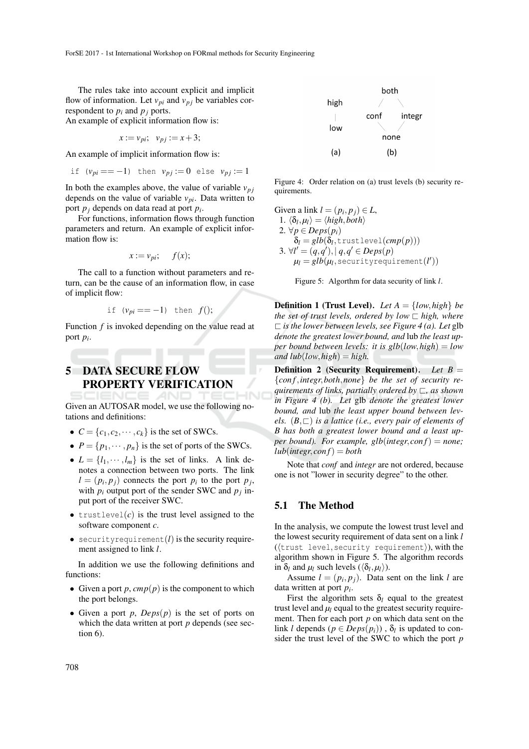The rules take into account explicit and implicit flow of information. Let $v_{pi}$ and $v_{pj}$ be variables correspondent to $p_i$ and $p_j$ ports.
An example of explicit information flow is:

$$x := v_{pi}; \quad v_{pj} := x + 3;$$

An example of implicit information flow is:

if $(v_{pi} == -1)$ then $v_{pj} := 0$ else $v_{pj} := 1$

In both the examples above, the value of variable $v_{pj}$ depends on the value of variable $v_{pi}$. Data written to port $p_j$ depends on data read at port $p_i$.

For functions, information flows through function parameters and return. An example of explicit information flow is:

$$x := v_{pi}; \quad f(x);$$

The call to a function without parameters and return, can be the cause of an information flow, in case of implicit flow:

if $(v_{pi} == -1)$ then $f()$;

Function $f$ is invoked depending on the value read at port $p_i$.

# 5 DATA SECURE FLOW PROPERTY VERIFICATION

Given an AUTOSAR model, we use the following notations and definitions:

- $C = \{c_1, c_2, \cdots, c_k\}$ is the set of SWCs.
- $P = \{p_1, \cdots, p_n\}$ is the set of ports of the SWCs.
- $L = \{l_1, \cdots, l_m\}$ is the set of links. A link denotes a connection between two ports. The link $l = (p_i, p_j)$ connects the port $p_i$ to the port $p_j$, with $p_i$ output port of the sender SWC and $p_j$ input port of the receiver SWC.
- trustlevel$(c)$ is the trust level assigned to the software component $c$.
- securityrequirement$(l)$ is the security requirement assigned to link $l$.

In addition we use the following definitions and functions:

- Given a port $p$, $cmp(p)$ is the component to which the port belongs.
- Given a port $p$, $Deps(p)$ is the set of ports on which the data written at port $p$ depends (see section 6).

| | both |
|---|---|
| high | conf  integr |
| low | none |
| (a) | (b) |

Figure 4: Order relation on (a) trust levels (b) security requirements.

Given a link $l = (p_i, p_j) \in L$,
1. $\langle \delta_l, \mu_l \rangle = \langle high, both \rangle$
2. $\forall p \in Deps(p_i)$
   $\delta_l = glb(\delta_l, \text{trustlevel}(cmp(p)))$
3. $\forall l' = (q, q'), \mid q, q' \in Deps(p)$
   $\mu_l = glb(\mu_l, \text{securityrequirement}(l'))$

Figure 5: Algorthm for data security of link $l$.

**Definition 1 (Trust Level).** *Let $A = \{low, high\}$ be the set of trust levels, ordered by $low \sqsubset high$, where $\sqsubset$ is the lower between levels, see Figure 4 (a). Let* glb *denote the greatest lower bound, and* lub *the least upper bound between levels: it is $glb(low, high) = low$ and $lub(low, high) = high$.*

**Definition 2 (Security Requirement).** *Let $B = \{conf, integr, both, none\}$ be the set of security requirements of links, partially ordered by $\sqsubset$, as shown in Figure 4 (b). Let* glb *denote the greatest lower bound, and* lub *the least upper bound between levels. $(B, \sqsubset)$ is a lattice (i.e., every pair of elements of $B$ has both a greatest lower bound and a least upper bound). For example, $glb(integr, conf) = none$; $lub(integr, conf) = both$*

Note that *conf* and *integr* are not ordered, because one is not "lower in security degree" to the other.

## 5.1 The Method

In the analysis, we compute the lowest trust level and the lowest security requirement of data sent on a link $l$ ($\langle$trust level, security requirement$\rangle$), with the algorithm shown in Figure 5. The algorithm records in $\delta_l$ and $\mu_l$ such levels ($\langle \delta_l, \mu_l \rangle$).

Assume $l = (p_i, p_j)$. Data sent on the link $l$ are data written at port $p_i$.

First the algorithm sets $\delta_l$ equal to the greatest trust level and $\mu_l$ equal to the greatest security requirement. Then for each port $p$ on which data sent on the link $l$ depends ($p \in Deps(p_i)$), $\delta_l$ is updated to consider the trust level of the SWC to which the port $p$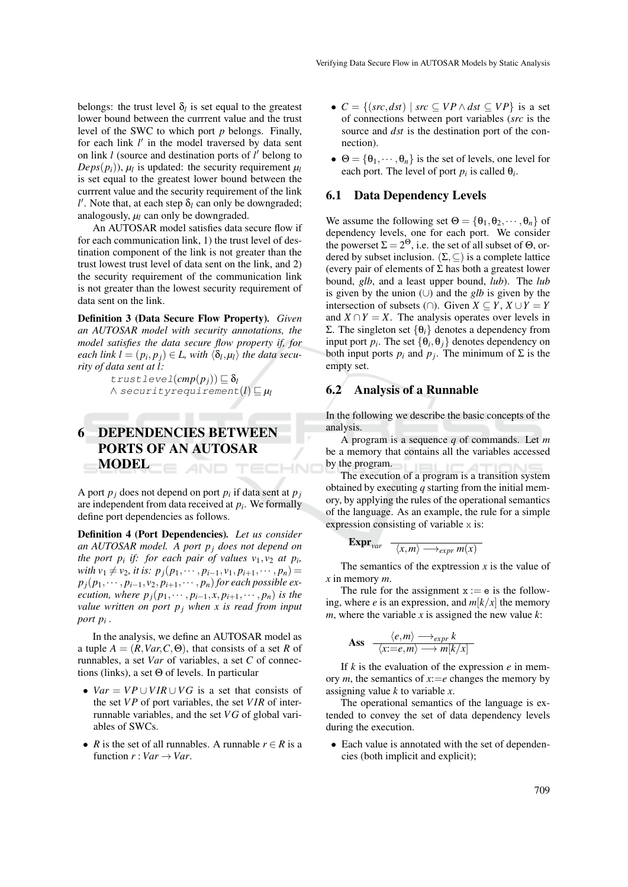belongs: the trust level $\delta_l$ is set equal to the greatest lower bound between the currrent value and the trust level of the SWC to which port $p$ belongs. Finally, for each link $l'$ in the model traversed by data sent on link $l$ (source and destination ports of $l'$ belong to $Deps(p_i)$), $\mu_l$ is updated: the security requirement $\mu_l$ is set equal to the greatest lower bound between the currrent value and the security requirement of the link $l'$. Note that, at each step $\delta_l$ can only be downgraded; analogously, $\mu_l$ can only be downgraded.

An AUTOSAR model satisfies data secure flow if for each communication link, 1) the trust level of destination component of the link is not greater than the trust lowest trust level of data sent on the link, and 2) the security requirement of the communication link is not greater than the lowest security requirement of data sent on the link.

**Definition 3 (Data Secure Flow Property).** *Given an AUTOSAR model with security annotations, the model satisfies the data secure flow property if, for each link $l = (p_i, p_j) \in L$, with $\langle \delta_l, \mu_l \rangle$ the data security of data sent at $l$:*

$$\texttt{trustlevel}(cmp(p_j)) \sqsubseteq \delta_l$$
$$\wedge\ \texttt{securityrequirement}(l) \sqsubseteq \mu_l$$

# 6 DEPENDENCIES BETWEEN PORTS OF AN AUTOSAR MODEL

A port $p_j$ does not depend on port $p_i$ if data sent at $p_j$ are independent from data received at $p_i$. We formally define port dependencies as follows.

**Definition 4 (Port Dependencies).** *Let us consider an AUTOSAR model. A port $p_j$ does not depend on the port $p_i$ if: for each pair of values $v_1, v_2$ at $p_i$, with $v_1 \neq v_2$, it is: $p_j(p_1, \cdots, p_{i-1}, v_1, p_{i+1}, \cdots, p_n) = p_j(p_1, \cdots, p_{i-1}, v_2, p_{i+1}, \cdots, p_n)$ for each possible execution, where $p_j(p_1, \cdots, p_{i-1}, x, p_{i+1}, \cdots, p_n)$ is the value written on port $p_j$ when $x$ is read from input port $p_i$.*

In the analysis, we define an AUTOSAR model as a tuple $A = (R, Var, C, \Theta)$, that consists of a set $R$ of runnables, a set $Var$ of variables, a set $C$ of connections (links), a set $\Theta$ of levels. In particular

- $Var = VP \cup VIR \cup VG$ is a set that consists of the set $VP$ of port variables, the set $VIR$ of inter-runnable variables, and the set $VG$ of global variables of SWCs.
- $R$ is the set of all runnables. A runnable $r \in R$ is a function $r : Var \rightarrow Var$.
- $C = \{(src, dst) \mid src \subseteq VP \wedge dst \subseteq VP\}$ is a set of connections between port variables ($src$ is the source and $dst$ is the destination port of the connection).
- $\Theta = \{\theta_1, \cdots, \theta_n\}$ is the set of levels, one level for each port. The level of port $p_i$ is called $\theta_i$.

## 6.1 Data Dependency Levels

We assume the following set $\Theta = \{\theta_1, \theta_2, \cdots, \theta_n\}$ of dependency levels, one for each port. We consider the powerset $\Sigma = 2^{\Theta}$, i.e. the set of all subset of $\Theta$, ordered by subset inclusion. $(\Sigma, \subseteq)$ is a complete lattice (every pair of elements of $\Sigma$ has both a greatest lower bound, *glb*, and a least upper bound, *lub*). The *lub* is given by the union ($\cup$) and the *glb* is given by the intersection of subsets ($\cap$). Given $X \subseteq Y$, $X \cup Y = Y$ and $X \cap Y = X$. The analysis operates over levels in $\Sigma$. The singleton set $\{\theta_i\}$ denotes a dependency from input port $p_i$. The set $\{\theta_i, \theta_j\}$ denotes dependency on both input ports $p_i$ and $p_j$. The minimum of $\Sigma$ is the empty set.

## 6.2 Analysis of a Runnable

In the following we describe the basic concepts of the analysis.

A program is a sequence $q$ of commands. Let $m$ be a memory that contains all the variables accessed by the program.

The execution of a program is a transition system obtained by executing $q$ starting from the initial memory, by applying the rules of the operational semantics of the language. As an example, the rule for a simple expression consisting of variable `x` is:

$$\textbf{Expr}_{var} \quad \frac{}{\langle x, m \rangle \longrightarrow_{expr} m(x)}$$

The semantics of the exptression $x$ is the value of $x$ in memory $m$.

The rule for the assignment `x := e` is the following, where $e$ is an expression, and $m[k/x]$ the memory $m$, where the variable $x$ is assigned the new value $k$:

$$\textbf{Ass} \quad \frac{\langle e, m \rangle \longrightarrow_{expr} k}{\langle x{:=}e, m \rangle \longrightarrow m[k/x]}$$

If $k$ is the evaluation of the expression $e$ in memory $m$, the semantics of $x{:=}e$ changes the memory by assigning value $k$ to variable $x$.

The operational semantics of the language is extended to convey the set of data dependency levels during the execution.

- Each value is annotated with the set of dependencies (both implicit and explicit);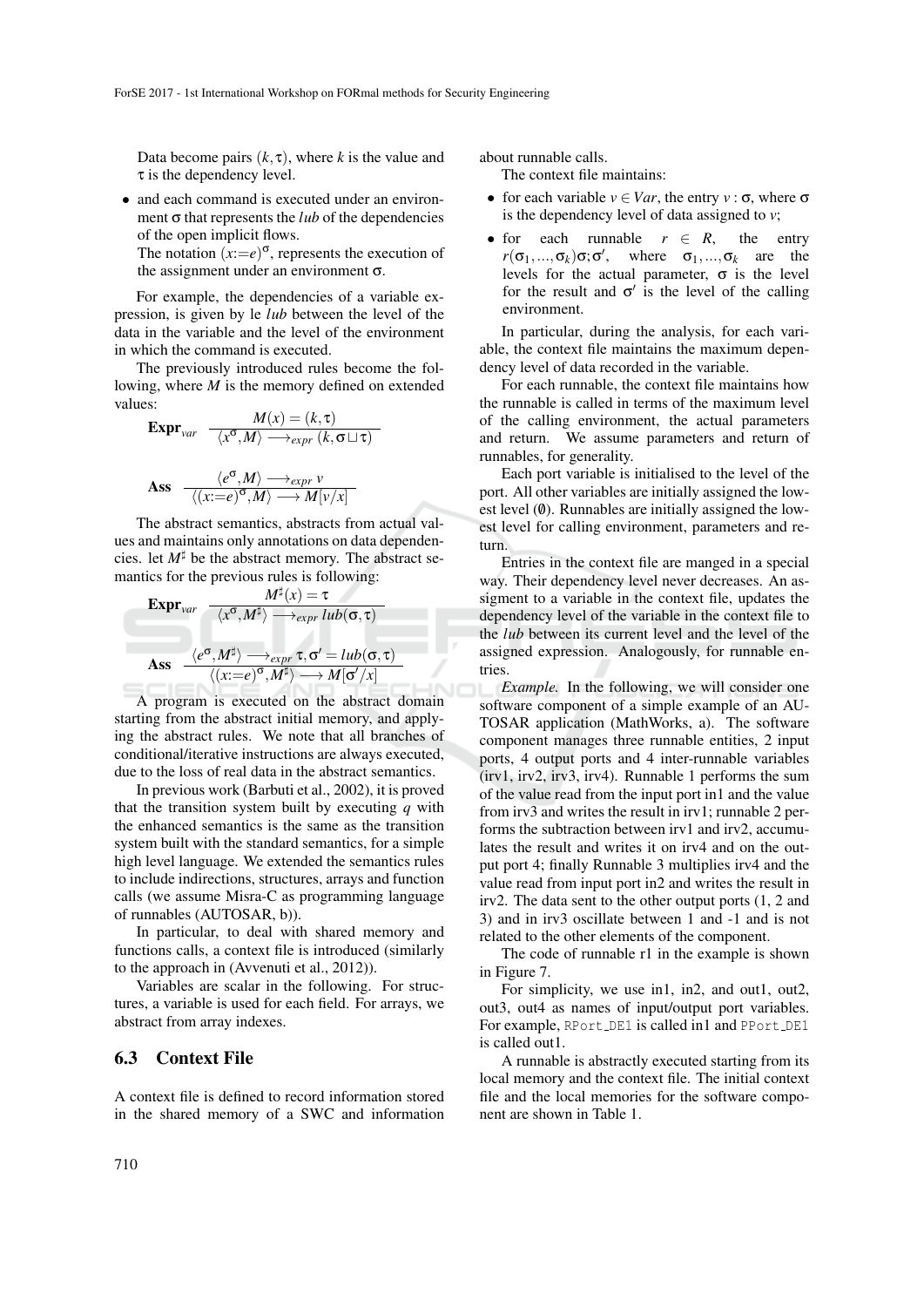Data become pairs $(k, \tau)$, where $k$ is the value and $\tau$ is the dependency level.

- and each command is executed under an environment $\sigma$ that represents the *lub* of the dependencies of the open implicit flows.
  The notation $(x{:=}e)^{\sigma}$, represents the execution of the assignment under an environment $\sigma$.

For example, the dependencies of a variable expression, is given by le *lub* between the level of the data in the variable and the level of the environment in which the command is executed.

The previously introduced rules become the following, where $M$ is the memory defined on extended values:

$$\textbf{Expr}_{var} \quad \frac{M(x) = (k, \tau)}{\langle x^{\sigma}, M \rangle \longrightarrow_{expr} (k, \sigma \sqcup \tau)}$$

$$\textbf{Ass} \quad \frac{\langle e^{\sigma}, M \rangle \longrightarrow_{expr} v}{\langle (x{:=}e)^{\sigma}, M \rangle \longrightarrow M[v/x]}$$

The abstract semantics, abstracts from actual values and maintains only annotations on data dependencies. let $M^{\sharp}$ be the abstract memory. The abstract semantics for the previous rules is following:

$$\textbf{Expr}_{var} \quad \frac{M^{\sharp}(x) = \tau}{\langle x^{\sigma}, M^{\sharp} \rangle \longrightarrow_{expr} lub(\sigma, \tau)}$$

$$\textbf{Ass} \quad \frac{\langle e^{\sigma}, M^{\sharp} \rangle \longrightarrow_{expr} \tau, \sigma' = lub(\sigma, \tau)}{\langle (x{:=}e)^{\sigma}, M^{\sharp} \rangle \longrightarrow M[\sigma'/x]}$$

A program is executed on the abstract domain starting from the abstract initial memory, and applying the abstract rules. We note that all branches of conditional/iterative instructions are always executed, due to the loss of real data in the abstract semantics.

In previous work (Barbuti et al., 2002), it is proved that the transition system built by executing $q$ with the enhanced semantics is the same as the transition system built with the standard semantics, for a simple high level language. We extended the semantics rules to include indirections, structures, arrays and function calls (we assume Misra-C as programming language of runnables (AUTOSAR, b)).

In particular, to deal with shared memory and functions calls, a context file is introduced (similarly to the approach in (Avvenuti et al., 2012)).

Variables are scalar in the following. For structures, a variable is used for each field. For arrays, we abstract from array indexes.

### 6.3 Context File

A context file is defined to record information stored in the shared memory of a SWC and information about runnable calls.

The context file maintains:

- for each variable $v \in Var$, the entry $v : \sigma$, where $\sigma$ is the dependency level of data assigned to $v$;
- for each runnable $r \in R$, the entry $r(\sigma_1, \ldots, \sigma_k)\sigma; \sigma'$, where $\sigma_1, \ldots, \sigma_k$ are the levels for the actual parameter, $\sigma$ is the level for the result and $\sigma'$ is the level of the calling environment.

In particular, during the analysis, for each variable, the context file maintains the maximum dependency level of data recorded in the variable.

For each runnable, the context file maintains how the runnable is called in terms of the maximum level of the calling environment, the actual parameters and return. We assume parameters and return of runnables, for generality.

Each port variable is initialised to the level of the port. All other variables are initially assigned the lowest level ($\emptyset$). Runnables are initially assigned the lowest level for calling environment, parameters and return.

Entries in the context file are manged in a special way. Their dependency level never decreases. An assigment to a variable in the context file, updates the dependency level of the variable in the context file to the *lub* between its current level and the level of the assigned expression. Analogously, for runnable entries.

*Example.* In the following, we will consider one software component of a simple example of an AUTOSAR application (MathWorks, a). The software component manages three runnable entities, 2 input ports, 4 output ports and 4 inter-runnable variables (irv1, irv2, irv3, irv4). Runnable 1 performs the sum of the value read from the input port in1 and the value from irv3 and writes the result in irv1; runnable 2 performs the subtraction between irv1 and irv2, accumulates the result and writes it on irv4 and on the output port 4; finally Runnable 3 multiplies irv4 and the value read from input port in2 and writes the result in irv2. The data sent to the other output ports (1, 2 and 3) and in irv3 oscillate between 1 and -1 and is not related to the other elements of the component.

The code of runnable r1 in the example is shown in Figure 7.

For simplicity, we use in1, in2, and out1, out2, out3, out4 as names of input/output port variables. For example, `RPort_DE1` is called in1 and `PPort_DE1` is called out1.

A runnable is abstractly executed starting from its local memory and the context file. The initial context file and the local memories for the software component are shown in Table 1.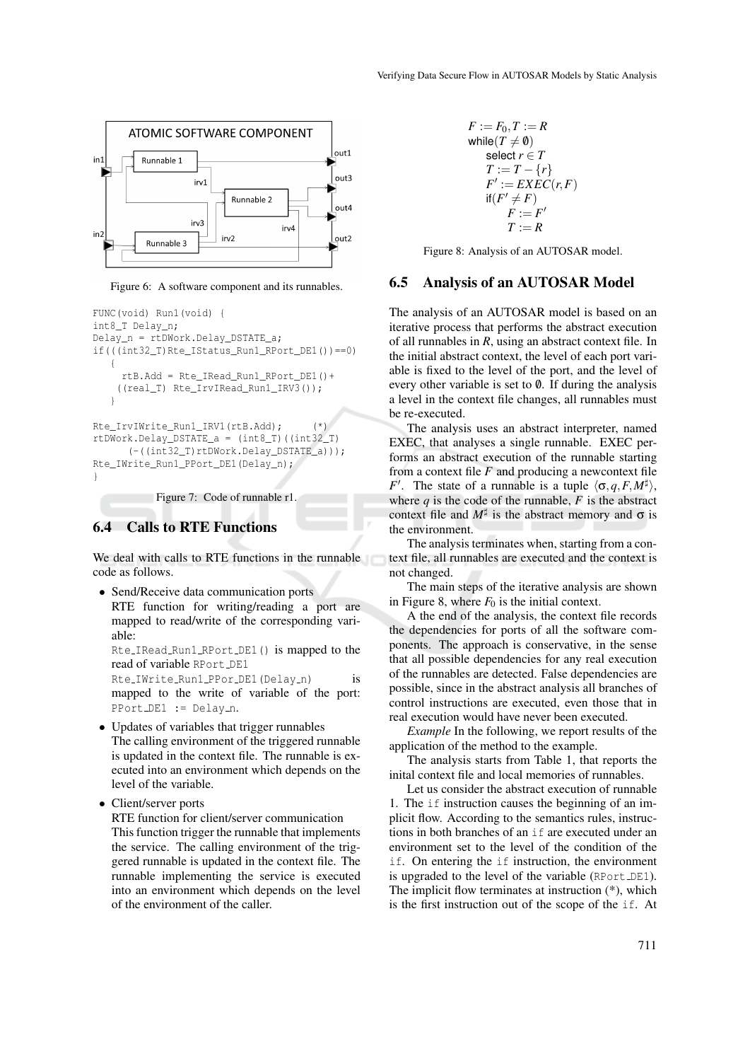Figure 6: A software component and its runnables.

```
FUNC(void) Run1(void) {
int8_T Delay_n;
Delay_n = rtDWork.Delay_DSTATE_a;
if(((int32_T)Rte_IStatus_Run1_RPort_DE1())==0)
   {
     rtB.Add = Rte_IRead_Run1_RPort_DE1()+
    ((real_T) Rte_IrvIRead_Run1_IRV3());
   }

Rte_IrvIWrite_Run1_IRV1(rtB.Add);     (*)
rtDWork.Delay_DSTATE_a = (int8_T)((int32_T)
      (-((int32_T)rtDWork.Delay_DSTATE_a)));
Rte_IWrite_Run1_PPort_DE1(Delay_n);
}
```

Figure 7: Code of runnable r1.

## 6.4 Calls to RTE Functions

We deal with calls to RTE functions in the runnable code as follows.

- Send/Receive data communication ports
  RTE function for writing/reading a port are mapped to read/write of the corresponding variable:
  `Rte_IRead_Run1_RPort_DE1()` is mapped to the read of variable `RPort_DE1`
  `Rte_IWrite_Run1_PPor_DE1(Delay_n)` is mapped to the write of variable of the port: `PPort_DE1 := Delay_n`.
- Updates of variables that trigger runnables
  The calling environment of the triggered runnable is updated in the context file. The runnable is executed into an environment which depends on the level of the variable.
- Client/server ports
  RTE function for client/server communication
  This function trigger the runnable that implements the service. The calling environment of the triggered runnable is updated in the context file. The runnable implementing the service is executed into an environment which depends on the level of the environment of the caller.

$$
\begin{array}{l}
F := F_0, T := R \\
\text{while}(T \neq \emptyset) \\
\quad \text{select } r \in T \\
\quad T := T - \{r\} \\
\quad F' := EXEC(r, F) \\
\quad \text{if}(F' \neq F) \\
\quad\quad F := F' \\
\quad\quad T := R
\end{array}
$$

Figure 8: Analysis of an AUTOSAR model.

## 6.5 Analysis of an AUTOSAR Model

The analysis of an AUTOSAR model is based on an iterative process that performs the abstract execution of all runnables in $R$, using an abstract context file. In the initial abstract context, the level of each port variable is fixed to the level of the port, and the level of every other variable is set to $\emptyset$. If during the analysis a level in the context file changes, all runnables must be re-executed.

The analysis uses an abstract interpreter, named EXEC, that analyses a single runnable. EXEC performs an abstract execution of the runnable starting from a context file $F$ and producing a newcontext file $F'$. The state of a runnable is a tuple $\langle \sigma, q, F, M^\sharp \rangle$, where $q$ is the code of the runnable, $F$ is the abstract context file and $M^\sharp$ is the abstract memory and $\sigma$ is the environment.

The analysis terminates when, starting from a context file, all runnables are executed and the context is not changed.

The main steps of the iterative analysis are shown in Figure 8, where $F_0$ is the initial context.

A the end of the analysis, the context file records the dependencies for ports of all the software components. The approach is conservative, in the sense that all possible dependencies for any real execution of the runnables are detected. False dependencies are possible, since in the abstract analysis all branches of control instructions are executed, even those that in real execution would have never been executed.

*Example* In the following, we report results of the application of the method to the example.

The analysis starts from Table 1, that reports the inital context file and local memories of runnables.

Let us consider the abstract execution of runnable 1. The `if` instruction causes the beginning of an implicit flow. According to the semantics rules, instructions in both branches of an `if` are executed under an environment set to the level of the condition of the `if`. On entering the `if` instruction, the environment is upgraded to the level of the variable (`RPort_DE1`). The implicit flow terminates at instruction (*), which is the first instruction out of the scope of the `if`. At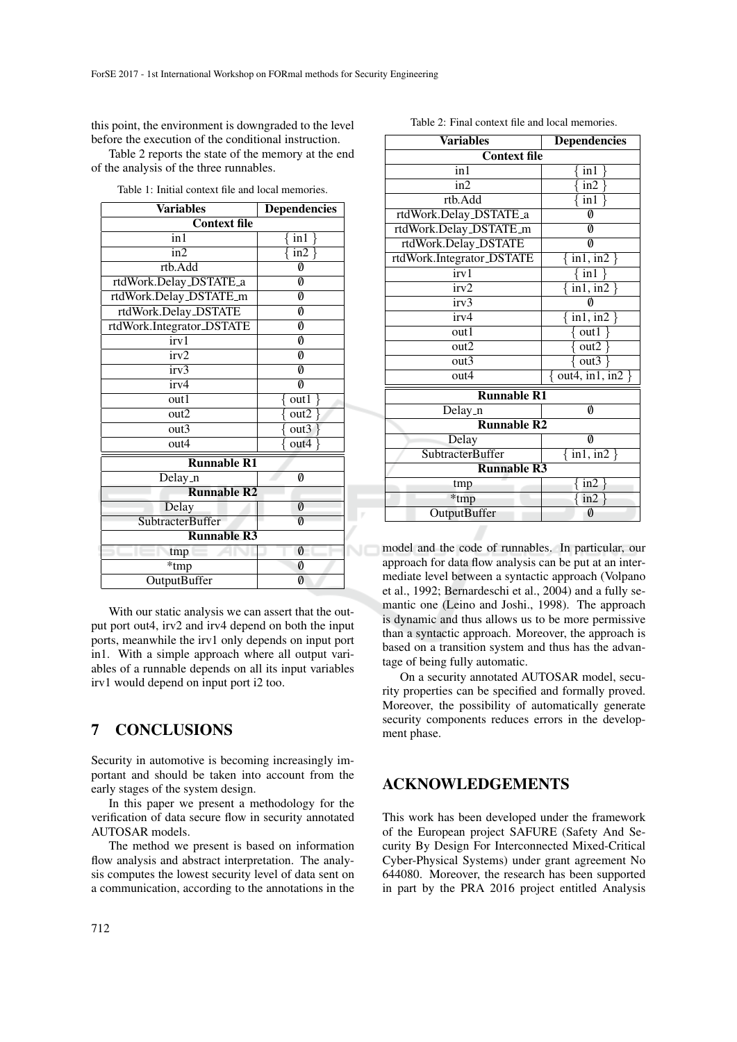this point, the environment is downgraded to the level before the execution of the conditional instruction.

Table 2 reports the state of the memory at the end of the analysis of the three runnables.

Table 1: Initial context file and local memories.

| Variables | Dependencies |
|---|---|
| **Context file** | |
| in1 | { in1 } |
| in2 | { in2 } |
| rtb.Add | ∅ |
| rtdWork.Delay_DSTATE_a | ∅ |
| rtdWork.Delay_DSTATE_m | ∅ |
| rtdWork.Delay_DSTATE | ∅ |
| rtdWork.Integrator_DSTATE | ∅ |
| irv1 | ∅ |
| irv2 | ∅ |
| irv3 | ∅ |
| irv4 | ∅ |
| out1 | { out1 } |
| out2 | { out2 } |
| out3 | { out3 } |
| out4 | { out4 } |
| **Runnable R1** | |
| Delay_n | ∅ |
| **Runnable R2** | |
| Delay | ∅ |
| SubtracterBuffer | ∅ |
| **Runnable R3** | |
| tmp | ∅ |
| *tmp | ∅ |
| OutputBuffer | ∅ |

With our static analysis we can assert that the output port out4, irv2 and irv4 depend on both the input ports, meanwhile the irv1 only depends on input port in1. With a simple approach where all output variables of a runnable depends on all its input variables irv1 would depend on input port i2 too.

## 7 CONCLUSIONS

Security in automotive is becoming increasingly important and should be taken into account from the early stages of the system design.

In this paper we present a methodology for the verification of data secure flow in security annotated AUTOSAR models.

The method we present is based on information flow analysis and abstract interpretation. The analysis computes the lowest security level of data sent on a communication, according to the annotations in the model and the code of runnables. In particular, our approach for data flow analysis can be put at an intermediate level between a syntactic approach (Volpano et al., 1992; Bernardeschi et al., 2004) and a fully semantic one (Leino and Joshi., 1998). The approach is dynamic and thus allows us to be more permissive than a syntactic approach. Moreover, the approach is based on a transition system and thus has the advantage of being fully automatic.

On a security annotated AUTOSAR model, security properties can be specified and formally proved. Moreover, the possibility of automatically generate security components reduces errors in the development phase.

Table 2: Final context file and local memories.

| Variables | Dependencies |
|---|---|
| **Context file** | |
| in1 | { in1 } |
| in2 | { in2 } |
| rtb.Add | { in1 } |
| rtdWork.Delay_DSTATE_a | ∅ |
| rtdWork.Delay_DSTATE_m | ∅ |
| rtdWork.Delay_DSTATE | ∅ |
| rtdWork.Integrator_DSTATE | { in1, in2 } |
| irv1 | { in1 } |
| irv2 | { in1, in2 } |
| irv3 | ∅ |
| irv4 | { in1, in2 } |
| out1 | { out1 } |
| out2 | { out2 } |
| out3 | { out3 } |
| out4 | { out4, in1, in2 } |
| **Runnable R1** | |
| Delay_n | ∅ |
| **Runnable R2** | |
| Delay | ∅ |
| SubtracterBuffer | { in1, in2 } |
| **Runnable R3** | |
| tmp | { in2 } |
| *tmp | { in2 } |
| OutputBuffer | ∅ |

## ACKNOWLEDGEMENTS

This work has been developed under the framework of the European project SAFURE (Safety And Security By Design For Interconnected Mixed-Critical Cyber-Physical Systems) under grant agreement No 644080. Moreover, the research has been supported in part by the PRA 2016 project entitled Analysis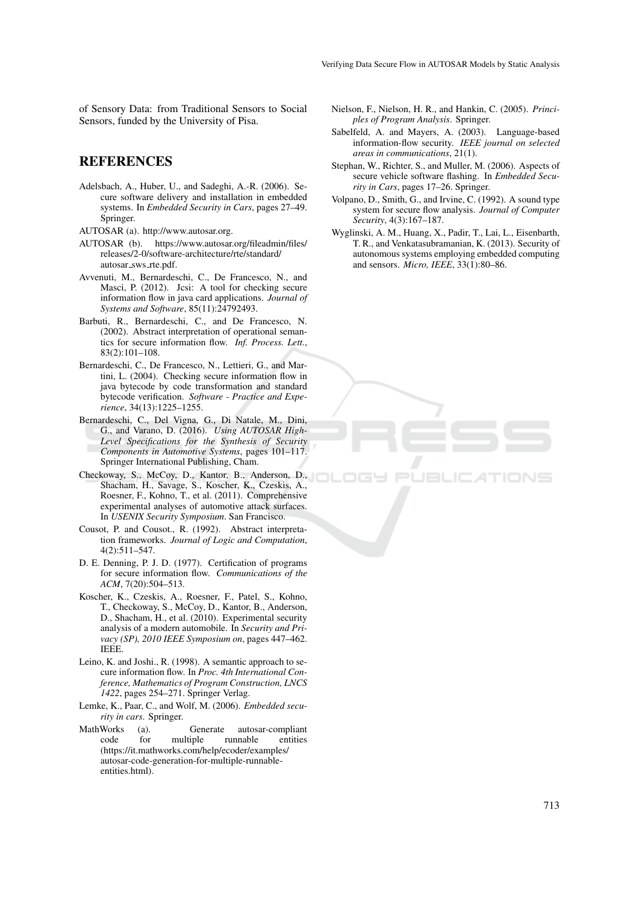of Sensory Data: from Traditional Sensors to Social Sensors, funded by the University of Pisa.

## REFERENCES

Adelsbach, A., Huber, U., and Sadeghi, A.-R. (2006). Secure software delivery and installation in embedded systems. In *Embedded Security in Cars*, pages 27–49. Springer.

AUTOSAR (a). http://www.autosar.org.

AUTOSAR (b). https://www.autosar.org/fileadmin/files/releases/2-0/software-architecture/rte/standard/autosar_sws_rte.pdf.

Avvenuti, M., Bernardeschi, C., De Francesco, N., and Masci, P. (2012). Jcsi: A tool for checking secure information flow in java card applications. *Journal of Systems and Software*, 85(11):24792493.

Barbuti, R., Bernardeschi, C., and De Francesco, N. (2002). Abstract interpretation of operational semantics for secure information flow. *Inf. Process. Lett.*, 83(2):101–108.

Bernardeschi, C., De Francesco, N., Lettieri, G., and Martini, L. (2004). Checking secure information flow in java bytecode by code transformation and standard bytecode verification. *Software - Practice and Experience*, 34(13):1225–1255.

Bernardeschi, C., Del Vigna, G., Di Natale, M., Dini, G., and Varano, D. (2016). *Using AUTOSAR High-Level Specifications for the Synthesis of Security Components in Automotive Systems*, pages 101–117. Springer International Publishing, Cham.

Checkoway, S., McCoy, D., Kantor, B., Anderson, D., Shacham, H., Savage, S., Koscher, K., Czeskis, A., Roesner, F., Kohno, T., et al. (2011). Comprehensive experimental analyses of automotive attack surfaces. In *USENIX Security Symposium*. San Francisco.

Cousot, P. and Cousot., R. (1992). Abstract interpretation frameworks. *Journal of Logic and Computation*, 4(2):511–547.

D. E. Denning, P. J. D. (1977). Certification of programs for secure information flow. *Communications of the ACM*, 7(20):504–513.

Koscher, K., Czeskis, A., Roesner, F., Patel, S., Kohno, T., Checkoway, S., McCoy, D., Kantor, B., Anderson, D., Shacham, H., et al. (2010). Experimental security analysis of a modern automobile. In *Security and Privacy (SP), 2010 IEEE Symposium on*, pages 447–462. IEEE.

Leino, K. and Joshi., R. (1998). A semantic approach to secure information flow. In *Proc. 4th International Conference, Mathematics of Program Construction, LNCS 1422*, pages 254–271. Springer Verlag.

Lemke, K., Paar, C., and Wolf, M. (2006). *Embedded security in cars*. Springer.

MathWorks (a). Generate autosar-compliant code for multiple runnable entities (https://it.mathworks.com/help/ecoder/examples/autosar-code-generation-for-multiple-runnable-entities.html).

Nielson, F., Nielson, H. R., and Hankin, C. (2005). *Principles of Program Analysis*. Springer.

Sabelfeld, A. and Mayers, A. (2003). Language-based information-flow security. *IEEE journal on selected areas in communications*, 21(1).

Stephan, W., Richter, S., and Muller, M. (2006). Aspects of secure vehicle software flashing. In *Embedded Security in Cars*, pages 17–26. Springer.

Volpano, D., Smith, G., and Irvine, C. (1992). A sound type system for secure flow analysis. *Journal of Computer Security*, 4(3):167–187.

Wyglinski, A. M., Huang, X., Padir, T., Lai, L., Eisenbarth, T. R., and Venkatasubramanian, K. (2013). Security of autonomous systems employing embedded computing and sensors. *Micro, IEEE*, 33(1):80–86.